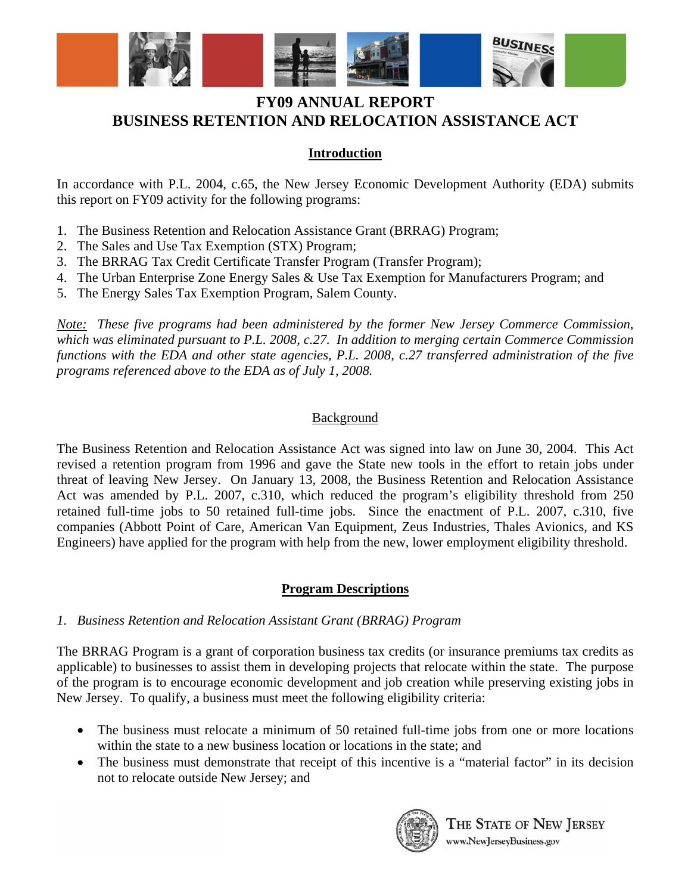# FY09 ANNUAL REPORT
# BUSINESS RETENTION AND RELOCATION ASSISTANCE ACT

## Introduction

In accordance with P.L. 2004, c.65, the New Jersey Economic Development Authority (EDA) submits this report on FY09 activity for the following programs:

1. The Business Retention and Relocation Assistance Grant (BRRAG) Program;
2. The Sales and Use Tax Exemption (STX) Program;
3. The BRRAG Tax Credit Certificate Transfer Program (Transfer Program);
4. The Urban Enterprise Zone Energy Sales & Use Tax Exemption for Manufacturers Program; and
5. The Energy Sales Tax Exemption Program, Salem County.

*Note: These five programs had been administered by the former New Jersey Commerce Commission, which was eliminated pursuant to P.L. 2008, c.27. In addition to merging certain Commerce Commission functions with the EDA and other state agencies, P.L. 2008, c.27 transferred administration of the five programs referenced above to the EDA as of July 1, 2008.*

## Background

The Business Retention and Relocation Assistance Act was signed into law on June 30, 2004. This Act revised a retention program from 1996 and gave the State new tools in the effort to retain jobs under threat of leaving New Jersey. On January 13, 2008, the Business Retention and Relocation Assistance Act was amended by P.L. 2007, c.310, which reduced the program's eligibility threshold from 250 retained full-time jobs to 50 retained full-time jobs. Since the enactment of P.L. 2007, c.310, five companies (Abbott Point of Care, American Van Equipment, Zeus Industries, Thales Avionics, and KS Engineers) have applied for the program with help from the new, lower employment eligibility threshold.

## Program Descriptions

### *1. Business Retention and Relocation Assistant Grant (BRRAG) Program*

The BRRAG Program is a grant of corporation business tax credits (or insurance premiums tax credits as applicable) to businesses to assist them in developing projects that relocate within the state. The purpose of the program is to encourage economic development and job creation while preserving existing jobs in New Jersey. To qualify, a business must meet the following eligibility criteria:

- The business must relocate a minimum of 50 retained full-time jobs from one or more locations within the state to a new business location or locations in the state; and
- The business must demonstrate that receipt of this incentive is a "material factor" in its decision not to relocate outside New Jersey; and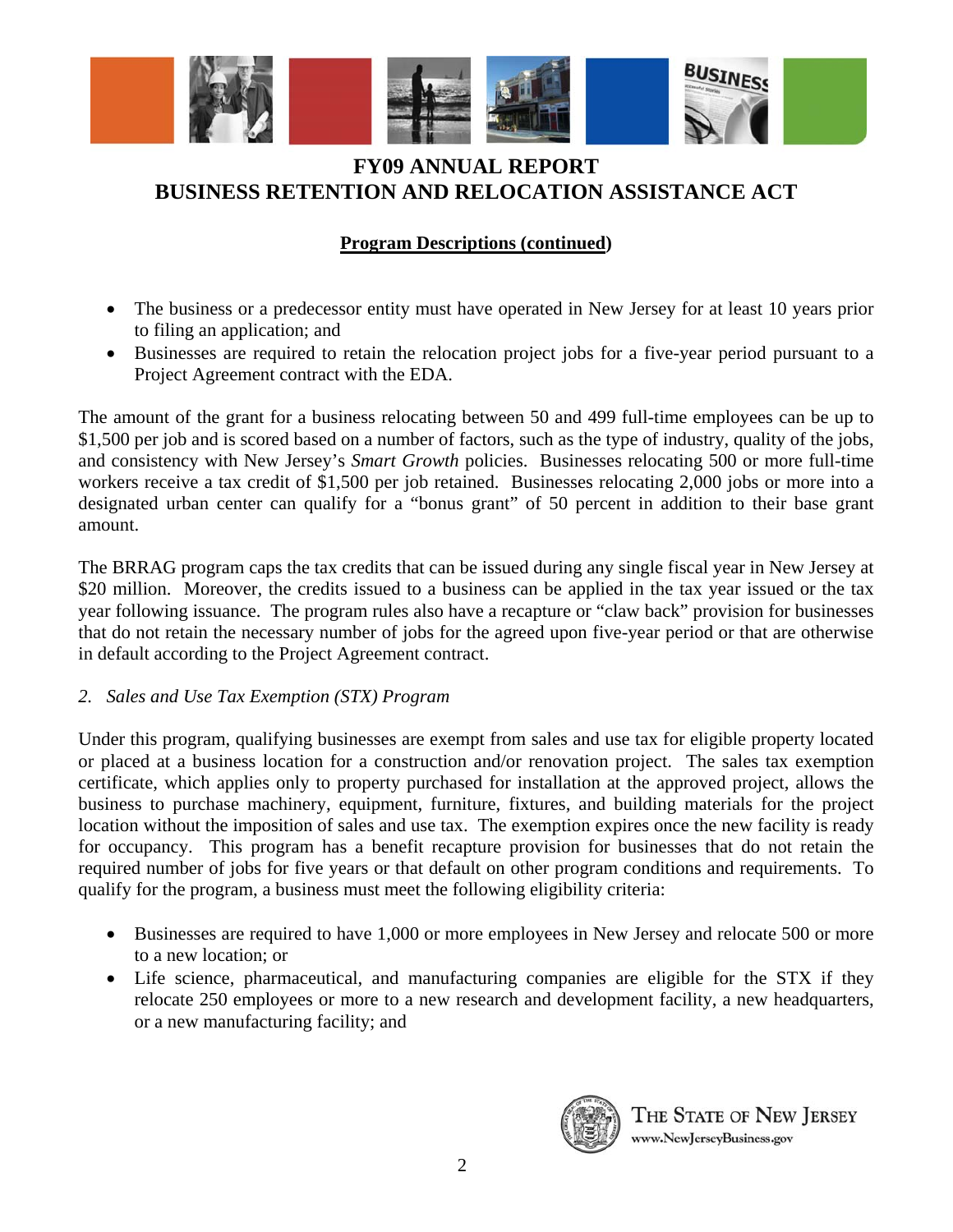# FY09 ANNUAL REPORT
# BUSINESS RETENTION AND RELOCATION ASSISTANCE ACT

**Program Descriptions (continued)**

- The business or a predecessor entity must have operated in New Jersey for at least 10 years prior to filing an application; and
- Businesses are required to retain the relocation project jobs for a five-year period pursuant to a Project Agreement contract with the EDA.

The amount of the grant for a business relocating between 50 and 499 full-time employees can be up to $1,500 per job and is scored based on a number of factors, such as the type of industry, quality of the jobs, and consistency with New Jersey's *Smart Growth* policies. Businesses relocating 500 or more full-time workers receive a tax credit of $1,500 per job retained. Businesses relocating 2,000 jobs or more into a designated urban center can qualify for a "bonus grant" of 50 percent in addition to their base grant amount.

The BRRAG program caps the tax credits that can be issued during any single fiscal year in New Jersey at $20 million. Moreover, the credits issued to a business can be applied in the tax year issued or the tax year following issuance. The program rules also have a recapture or "claw back" provision for businesses that do not retain the necessary number of jobs for the agreed upon five-year period or that are otherwise in default according to the Project Agreement contract.

*2. Sales and Use Tax Exemption (STX) Program*

Under this program, qualifying businesses are exempt from sales and use tax for eligible property located or placed at a business location for a construction and/or renovation project. The sales tax exemption certificate, which applies only to property purchased for installation at the approved project, allows the business to purchase machinery, equipment, furniture, fixtures, and building materials for the project location without the imposition of sales and use tax. The exemption expires once the new facility is ready for occupancy. This program has a benefit recapture provision for businesses that do not retain the required number of jobs for five years or that default on other program conditions and requirements. To qualify for the program, a business must meet the following eligibility criteria:

- Businesses are required to have 1,000 or more employees in New Jersey and relocate 500 or more to a new location; or
- Life science, pharmaceutical, and manufacturing companies are eligible for the STX if they relocate 250 employees or more to a new research and development facility, a new headquarters, or a new manufacturing facility; and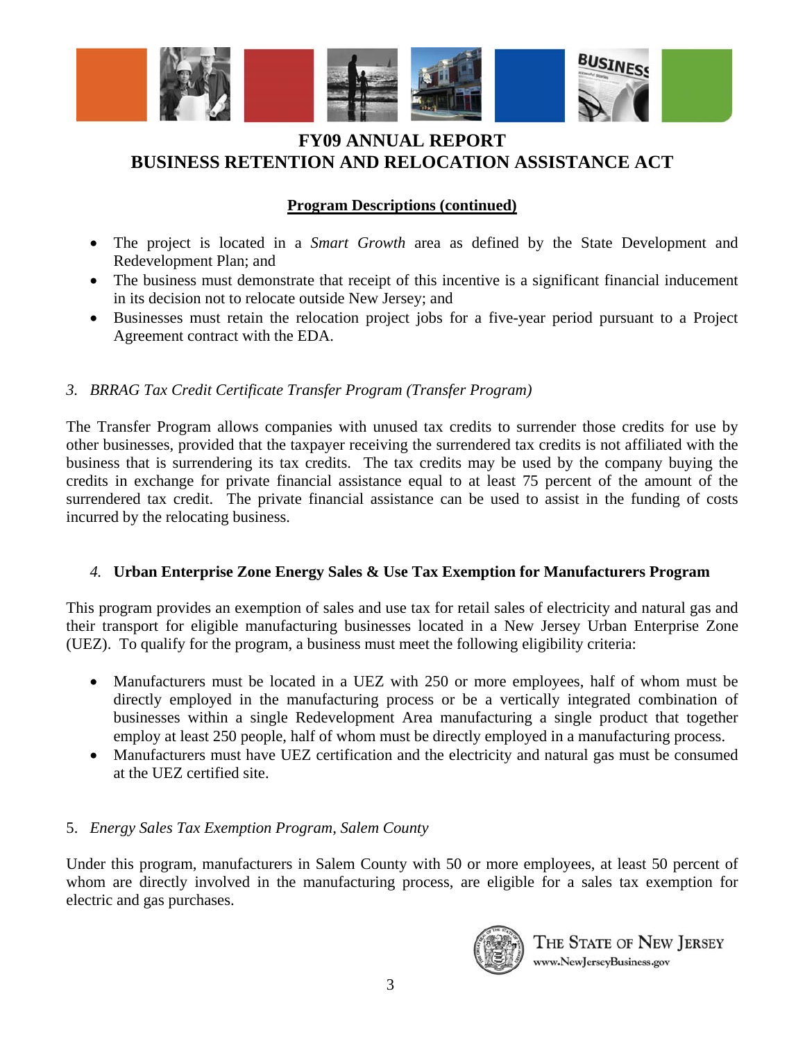# FY09 ANNUAL REPORT
# BUSINESS RETENTION AND RELOCATION ASSISTANCE ACT

**Program Descriptions (continued)**

- The project is located in a *Smart Growth* area as defined by the State Development and Redevelopment Plan; and
- The business must demonstrate that receipt of this incentive is a significant financial inducement in its decision not to relocate outside New Jersey; and
- Businesses must retain the relocation project jobs for a five-year period pursuant to a Project Agreement contract with the EDA.

### *3. BRRAG Tax Credit Certificate Transfer Program (Transfer Program)*

The Transfer Program allows companies with unused tax credits to surrender those credits for use by other businesses, provided that the taxpayer receiving the surrendered tax credits is not affiliated with the business that is surrendering its tax credits. The tax credits may be used by the company buying the credits in exchange for private financial assistance equal to at least 75 percent of the amount of the surrendered tax credit. The private financial assistance can be used to assist in the funding of costs incurred by the relocating business.

### *4.* **Urban Enterprise Zone Energy Sales & Use Tax Exemption for Manufacturers Program**

This program provides an exemption of sales and use tax for retail sales of electricity and natural gas and their transport for eligible manufacturing businesses located in a New Jersey Urban Enterprise Zone (UEZ). To qualify for the program, a business must meet the following eligibility criteria:

- Manufacturers must be located in a UEZ with 250 or more employees, half of whom must be directly employed in the manufacturing process or be a vertically integrated combination of businesses within a single Redevelopment Area manufacturing a single product that together employ at least 250 people, half of whom must be directly employed in a manufacturing process.
- Manufacturers must have UEZ certification and the electricity and natural gas must be consumed at the UEZ certified site.

### 5. *Energy Sales Tax Exemption Program, Salem County*

Under this program, manufacturers in Salem County with 50 or more employees, at least 50 percent of whom are directly involved in the manufacturing process, are eligible for a sales tax exemption for electric and gas purchases.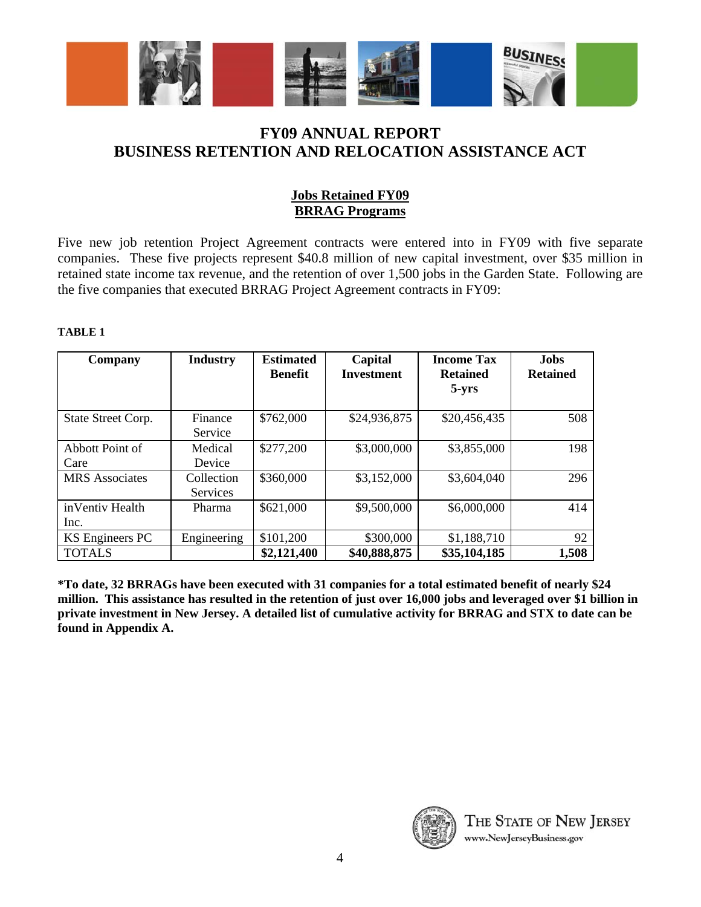# FY09 ANNUAL REPORT
# BUSINESS RETENTION AND RELOCATION ASSISTANCE ACT

## Jobs Retained FY09
## BRRAG Programs

Five new job retention Project Agreement contracts were entered into in FY09 with five separate companies. These five projects represent $40.8 million of new capital investment, over $35 million in retained state income tax revenue, and the retention of over 1,500 jobs in the Garden State. Following are the five companies that executed BRRAG Project Agreement contracts in FY09:

**TABLE 1**

| Company | Industry | Estimated Benefit | Capital Investment | Income Tax Retained 5-yrs | Jobs Retained |
|---|---|---|---|---|---|
| State Street Corp. | Finance Service | $762,000 | $24,936,875 | $20,456,435 | 508 |
| Abbott Point of Care | Medical Device | $277,200 | $3,000,000 | $3,855,000 | 198 |
| MRS Associates | Collection Services | $360,000 | $3,152,000 | $3,604,040 | 296 |
| inVentiv Health Inc. | Pharma | $621,000 | $9,500,000 | $6,000,000 | 414 |
| KS Engineers PC | Engineering | $101,200 | $300,000 | $1,188,710 | 92 |
| TOTALS | | **$2,121,400** | **$40,888,875** | **$35,104,185** | **1,508** |

**\*To date, 32 BRRAGs have been executed with 31 companies for a total estimated benefit of nearly $24 million. This assistance has resulted in the retention of just over 16,000 jobs and leveraged over $1 billion in private investment in New Jersey. A detailed list of cumulative activity for BRRAG and STX to date can be found in Appendix A.**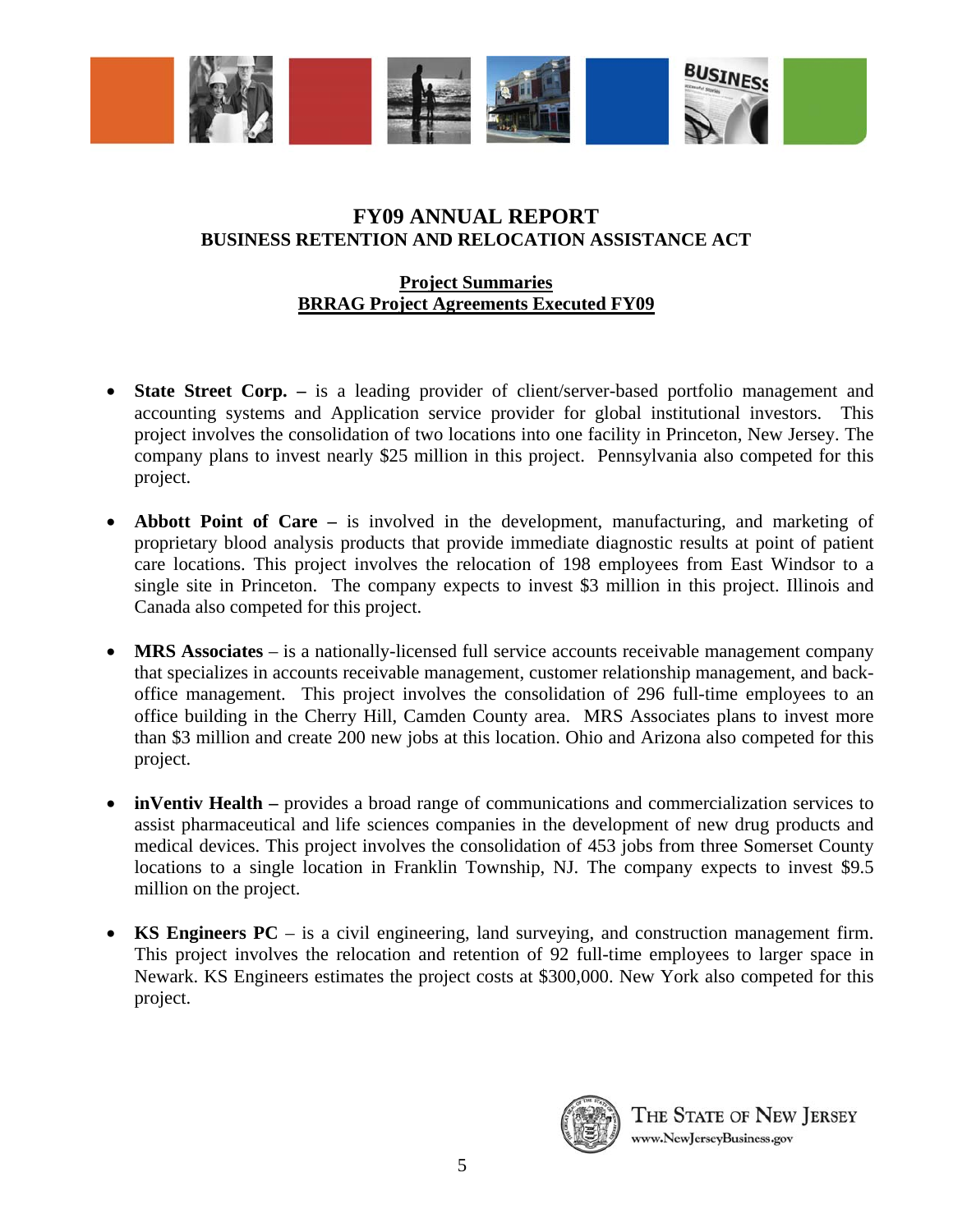# FY09 ANNUAL REPORT
## BUSINESS RETENTION AND RELOCATION ASSISTANCE ACT

### Project Summaries
### BRRAG Project Agreements Executed FY09

- **State Street Corp. –** is a leading provider of client/server-based portfolio management and accounting systems and Application service provider for global institutional investors. This project involves the consolidation of two locations into one facility in Princeton, New Jersey. The company plans to invest nearly $25 million in this project. Pennsylvania also competed for this project.

- **Abbott Point of Care –** is involved in the development, manufacturing, and marketing of proprietary blood analysis products that provide immediate diagnostic results at point of patient care locations. This project involves the relocation of 198 employees from East Windsor to a single site in Princeton. The company expects to invest $3 million in this project. Illinois and Canada also competed for this project.

- **MRS Associates** – is a nationally-licensed full service accounts receivable management company that specializes in accounts receivable management, customer relationship management, and back-office management. This project involves the consolidation of 296 full-time employees to an office building in the Cherry Hill, Camden County area. MRS Associates plans to invest more than $3 million and create 200 new jobs at this location. Ohio and Arizona also competed for this project.

- **inVentiv Health –** provides a broad range of communications and commercialization services to assist pharmaceutical and life sciences companies in the development of new drug products and medical devices. This project involves the consolidation of 453 jobs from three Somerset County locations to a single location in Franklin Township, NJ. The company expects to invest $9.5 million on the project.

- **KS Engineers PC** – is a civil engineering, land surveying, and construction management firm. This project involves the relocation and retention of 92 full-time employees to larger space in Newark. KS Engineers estimates the project costs at $300,000. New York also competed for this project.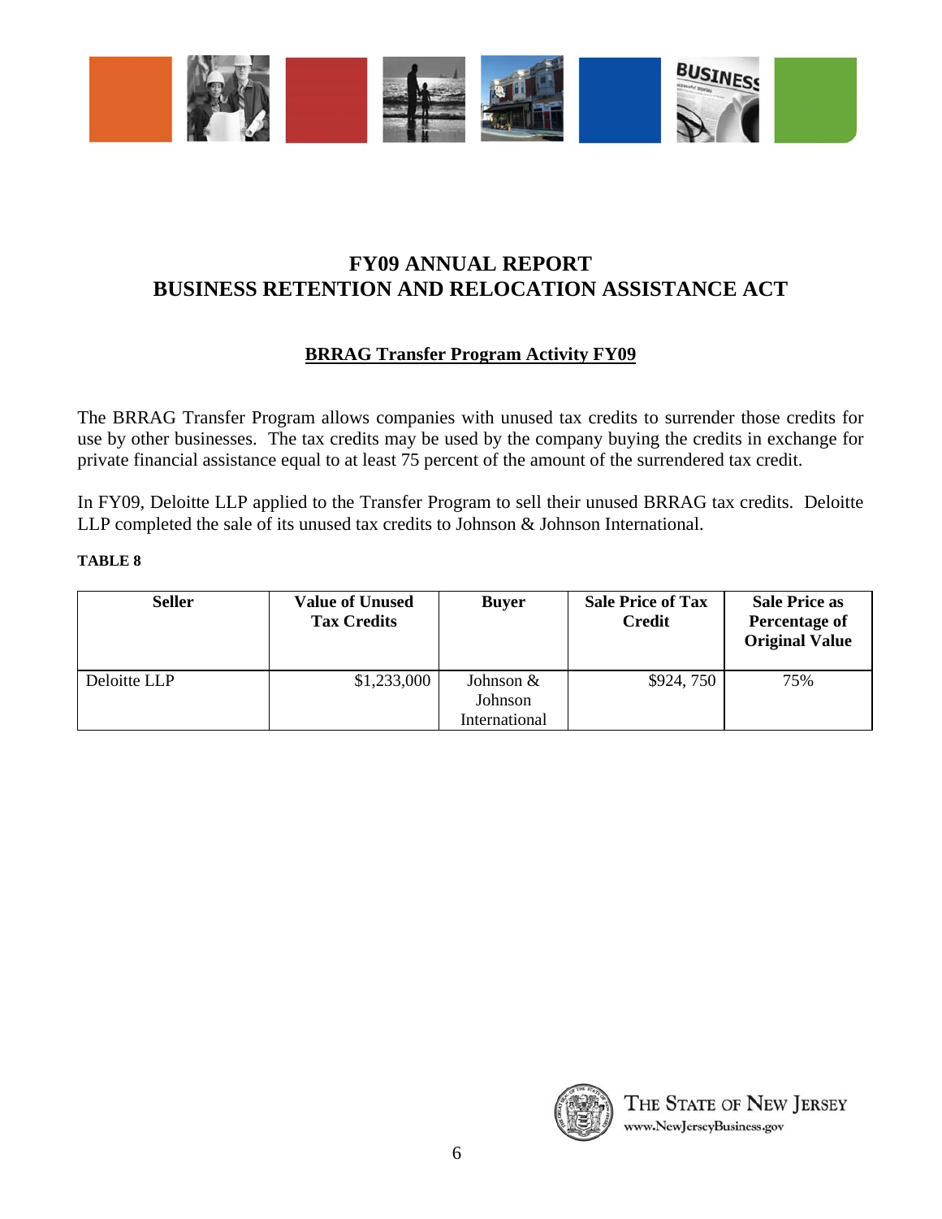# FY09 ANNUAL REPORT
# BUSINESS RETENTION AND RELOCATION ASSISTANCE ACT

## BRRAG Transfer Program Activity FY09

The BRRAG Transfer Program allows companies with unused tax credits to surrender those credits for use by other businesses. The tax credits may be used by the company buying the credits in exchange for private financial assistance equal to at least 75 percent of the amount of the surrendered tax credit.

In FY09, Deloitte LLP applied to the Transfer Program to sell their unused BRRAG tax credits. Deloitte LLP completed the sale of its unused tax credits to Johnson & Johnson International.

**TABLE 8**

| Seller | Value of Unused Tax Credits | Buyer | Sale Price of Tax Credit | Sale Price as Percentage of Original Value |
|---|---|---|---|---|
| Deloitte LLP | $1,233,000 | Johnson & Johnson International | $924, 750 | 75% |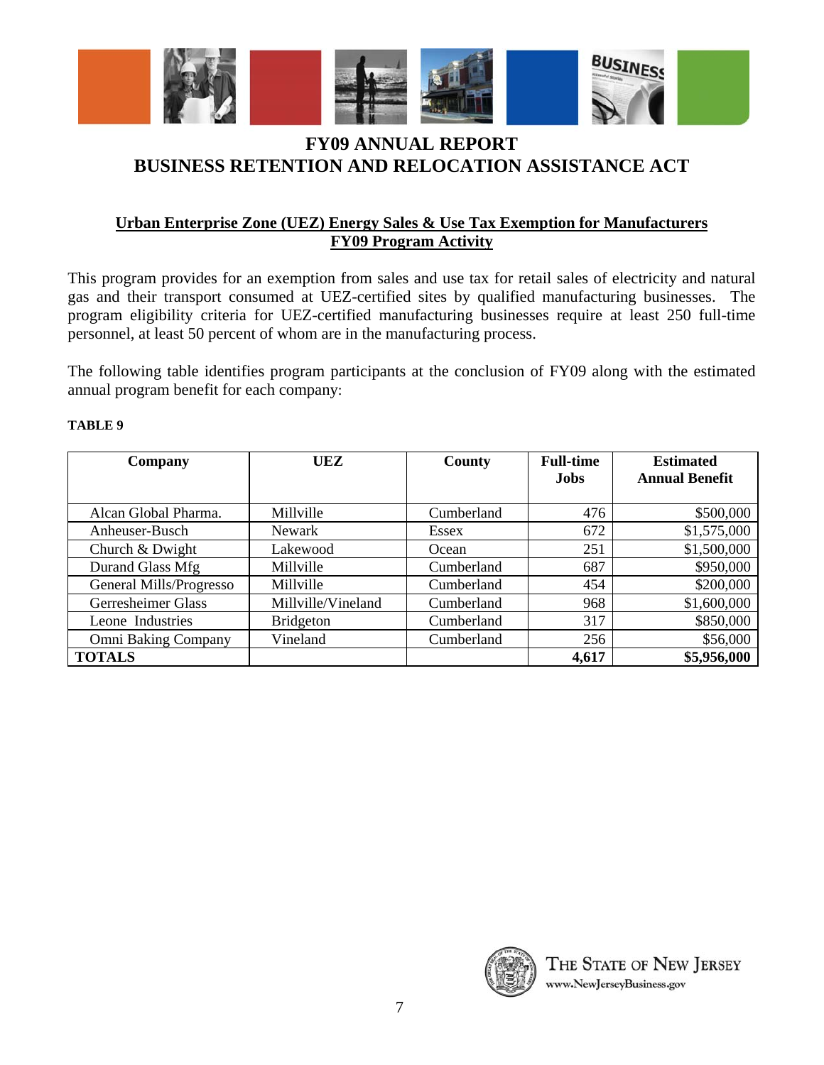# FY09 ANNUAL REPORT
# BUSINESS RETENTION AND RELOCATION ASSISTANCE ACT

## Urban Enterprise Zone (UEZ) Energy Sales & Use Tax Exemption for Manufacturers
## FY09 Program Activity

This program provides for an exemption from sales and use tax for retail sales of electricity and natural gas and their transport consumed at UEZ-certified sites by qualified manufacturing businesses. The program eligibility criteria for UEZ-certified manufacturing businesses require at least 250 full-time personnel, at least 50 percent of whom are in the manufacturing process.

The following table identifies program participants at the conclusion of FY09 along with the estimated annual program benefit for each company:

**TABLE 9**

| Company | UEZ | County | Full-time Jobs | Estimated Annual Benefit |
|---|---|---|---|---|
| Alcan Global Pharma. | Millville | Cumberland | 476 | $500,000 |
| Anheuser-Busch | Newark | Essex | 672 | $1,575,000 |
| Church & Dwight | Lakewood | Ocean | 251 | $1,500,000 |
| Durand Glass Mfg | Millville | Cumberland | 687 | $950,000 |
| General Mills/Progresso | Millville | Cumberland | 454 | $200,000 |
| Gerresheimer Glass | Millville/Vineland | Cumberland | 968 | $1,600,000 |
| Leone Industries | Bridgeton | Cumberland | 317 | $850,000 |
| Omni Baking Company | Vineland | Cumberland | 256 | $56,000 |
| **TOTALS** | | | **4,617** | **$5,956,000** |

THE STATE OF NEW JERSEY
www.NewJerseyBusiness.gov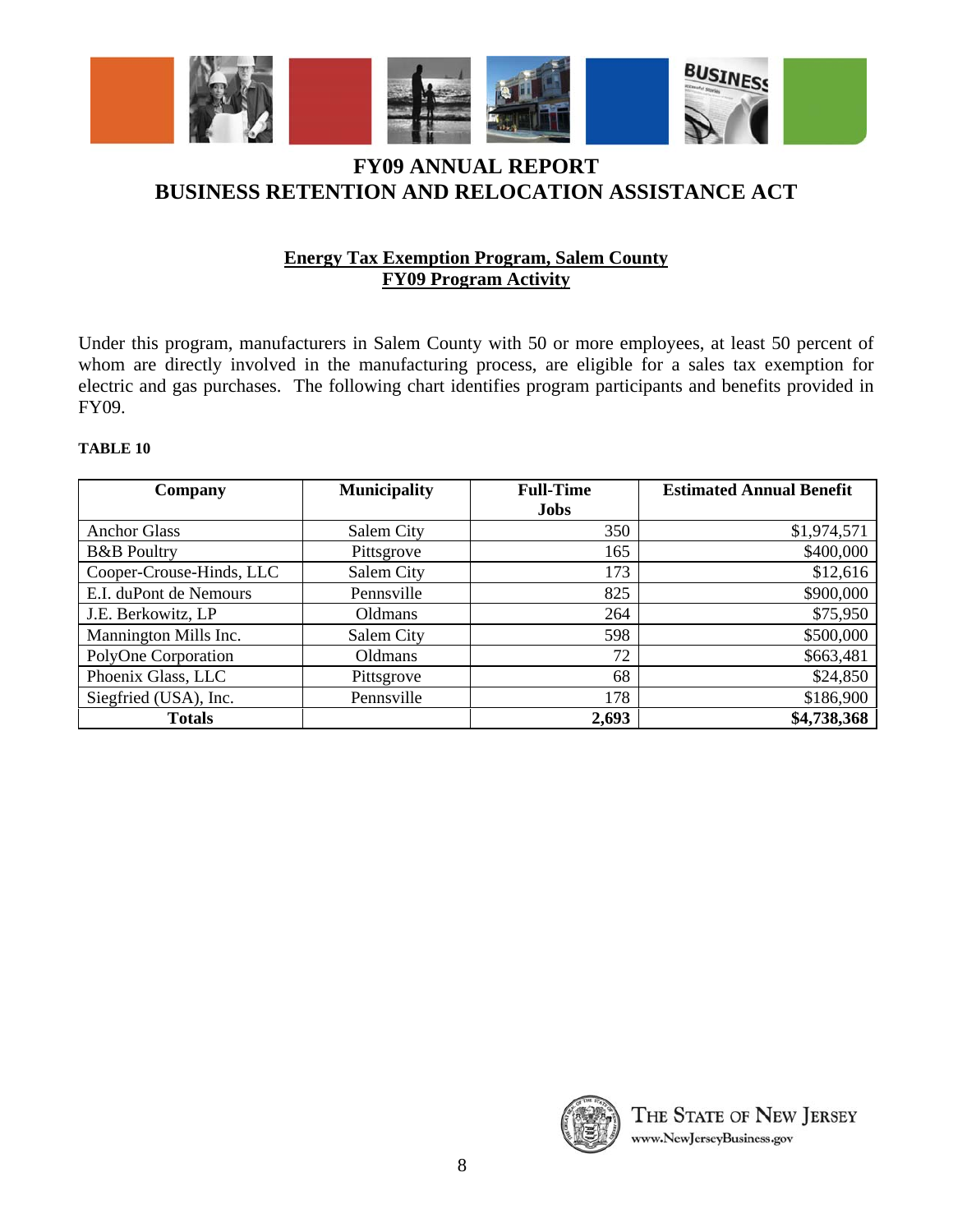# FY09 ANNUAL REPORT
# BUSINESS RETENTION AND RELOCATION ASSISTANCE ACT

## Energy Tax Exemption Program, Salem County
## FY09 Program Activity

Under this program, manufacturers in Salem County with 50 or more employees, at least 50 percent of whom are directly involved in the manufacturing process, are eligible for a sales tax exemption for electric and gas purchases. The following chart identifies program participants and benefits provided in FY09.

**TABLE 10**

| Company | Municipality | Full-Time Jobs | Estimated Annual Benefit |
|---|---|---|---|
| Anchor Glass | Salem City | 350 | $1,974,571 |
| B&B Poultry | Pittsgrove | 165 | $400,000 |
| Cooper-Crouse-Hinds, LLC | Salem City | 173 | $12,616 |
| E.I. duPont de Nemours | Pennsville | 825 | $900,000 |
| J.E. Berkowitz, LP | Oldmans | 264 | $75,950 |
| Mannington Mills Inc. | Salem City | 598 | $500,000 |
| PolyOne Corporation | Oldmans | 72 | $663,481 |
| Phoenix Glass, LLC | Pittsgrove | 68 | $24,850 |
| Siegfried (USA), Inc. | Pennsville | 178 | $186,900 |
| **Totals** | | **2,693** | **$4,738,368** |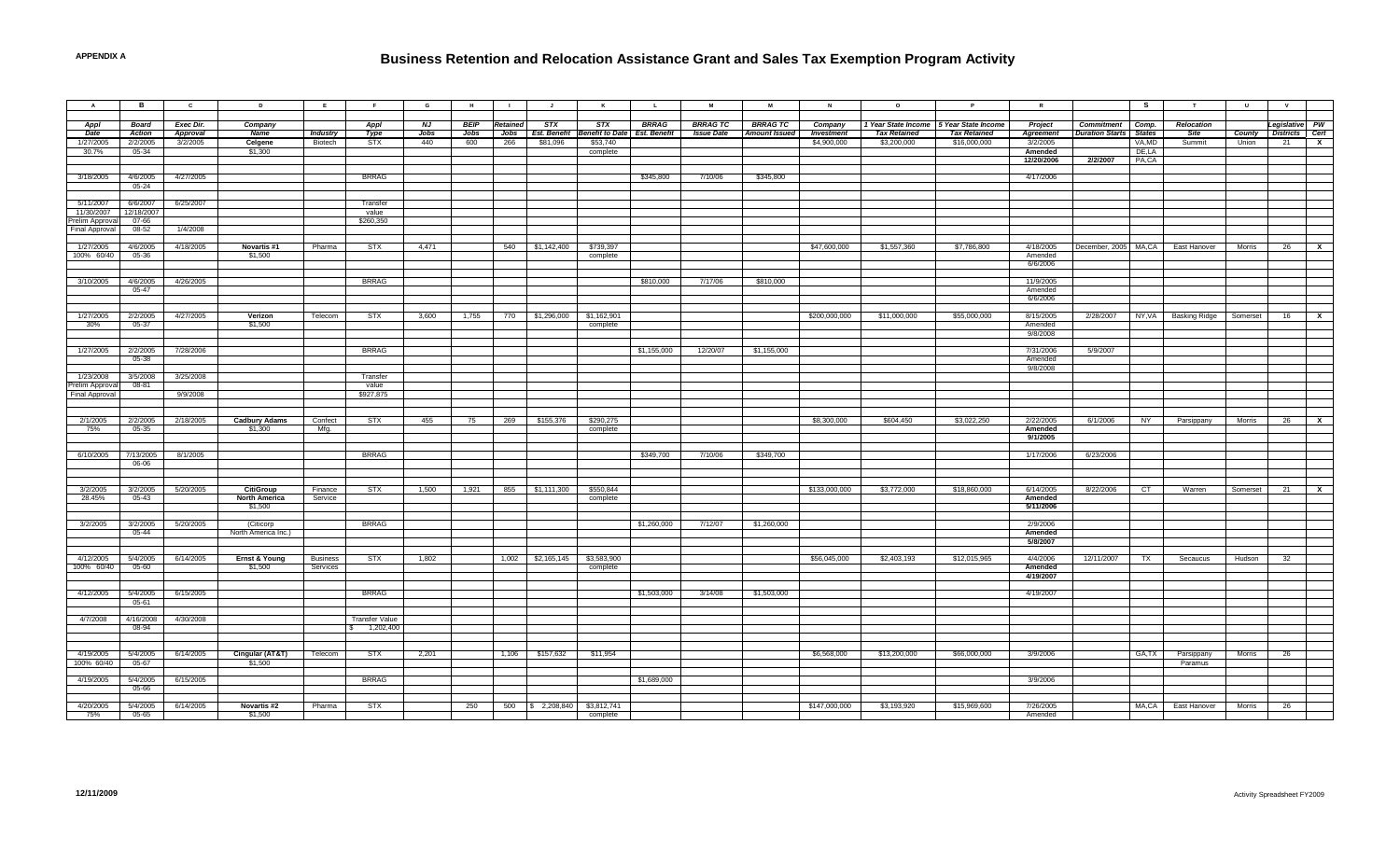**APPENDIX A**

# Business Retention and Relocation Assistance Grant and Sales Tax Exemption Program Activity

| A | B | C | D | E | F | G | H | I | J | K | L | M | M | N | O | P | R | | S | T | U | V | |
|---|---|---|---|---|---|---|---|---|---|---|---|---|---|---|---|---|---|---|---|---|---|---|---|
| **Appl Date** | **Board Action** | **Exec Dir. Approval** | **Company Name** | **Industry** | **Appl Type** | **NJ Jobs** | **BEIP Jobs** | **Retained Jobs** | **STX Est. Benefit** | **STX Benefit to Date** | **BRRAG Est. Benefit** | **BRRAG TC Issue Date** | **BRRAG TC Amount Issued** | **Company Investment** | **1 Year State Income Tax Retained** | **5 Year State Income Tax Retained** | **Project Agreement** | **Commitment Duration Starts** | **Comp. States** | **Relocation Site** | **County** | **Legislative Districts** | **PW Cert** |
| 1/27/2005 | 2/2/2005 | 3/2/2005 | **Celgene** | Biotech | STX | 440 | 600 | 266 | $81,096 | $53,740 | | | | $4,900,000 | $3,200,000 | $16,000,000 | 3/2/2005 | | VA,MD | Summit | Union | 21 | X |
| 30.7% | 05-34 | | $1,300 | | | | | | | complete | | | | | | | **Amended** | | DE,LA | | | | |
| | | | | | | | | | | | | | | | | | **12/20/2006** | **2/2/2007** | PA,CA | | | | |
| 3/18/2005 | 4/6/2005 | 4/27/2005 | | | BRRAG | | | | | | $345,800 | 7/10/06 | $345,800 | | | | 4/17/2006 | | | | | | |
| | 05-24 | | | | | | | | | | | | | | | | | | | | | | |
| 5/11/2007 | 6/6/2007 | 6/25/2007 | | | Transfer | | | | | | | | | | | | | | | | | | |
| 11/30/2007 | 12/18/2007 | | | | value | | | | | | | | | | | | | | | | | | |
| Prelim Approval | 07-66 | | | | $260,350 | | | | | | | | | | | | | | | | | | |
| Final Approval | 08-52 | 1/4/2008 | | | | | | | | | | | | | | | | | | | | | |
| 1/27/2005 | 4/6/2005 | 4/18/2005 | **Novartis #1** | Pharma | STX | 4,471 | | 540 | $1,142,400 | $739,397 | | | | $47,600,000 | $1,557,360 | $7,786,800 | 4/18/2005 | December, 2005 | MA,CA | East Hanover | Morris | 26 | X |
| 100% 60/40 | 05-36 | | $1,500 | | | | | | | complete | | | | | | | Amended | | | | | | |
| | | | | | | | | | | | | | | | | | 6/6/2006 | | | | | | |
| 3/10/2005 | 4/6/2005 | 4/26/2005 | | | BRRAG | | | | | | $810,000 | 7/17/06 | $810,000 | | | | 11/9/2005 | | | | | | |
| | 05-47 | | | | | | | | | | | | | | | | Amended | | | | | | |
| | | | | | | | | | | | | | | | | | 6/6/2006 | | | | | | |
| 1/27/2005 | 2/2/2005 | 4/27/2005 | **Verizon** | Telecom | STX | 3,600 | 1,755 | 770 | $1,296,000 | $1,162,901 | | | | $200,000,000 | $11,000,000 | $55,000,000 | 8/15/2005 | 2/28/2007 | NY,VA | Basking Ridge | Somerset | 16 | X |
| 30% | 05-37 | | $1,500 | | | | | | | complete | | | | | | | Amended | | | | | | |
| | | | | | | | | | | | | | | | | | 9/8/2008 | | | | | | |
| 1/27/2005 | 2/2/2005 | 7/28/2006 | | | BRRAG | | | | | | $1,155,000 | 12/20/07 | $1,155,000 | | | | 7/31/2006 | 5/9/2007 | | | | | |
| | 05-38 | | | | | | | | | | | | | | | | Amended | | | | | | |
| | | | | | | | | | | | | | | | | | 9/8/2008 | | | | | | |
| 1/23/2008 | 3/5/2008 | 3/25/2008 | | | Transfer | | | | | | | | | | | | | | | | | | |
| Prelim Approval | 08-81 | | | | value | | | | | | | | | | | | | | | | | | |
| Final Approval | | 9/9/2008 | | | $927,875 | | | | | | | | | | | | | | | | | | |
| 2/1/2005 | 2/2/2005 | 2/18/2005 | **Cadbury Adams** | Confect | STX | 455 | 75 | 269 | $155,376 | $290,275 | | | | $8,300,000 | $604,450 | $3,022,250 | 2/22/2005 | 6/1/2006 | NY | Parsippany | Morris | 26 | X |
| 75% | 05-35 | | $1,300 | Mfg. | | | | | | complete | | | | | | | **Amended** | | | | | | |
| | | | | | | | | | | | | | | | | | **9/1/2005** | | | | | | |
| 6/10/2005 | 7/13/2005 | 8/1/2005 | | | BRRAG | | | | | | $349,700 | 7/10/06 | $349,700 | | | | 1/17/2006 | 6/23/2006 | | | | | |
| | 06-06 | | | | | | | | | | | | | | | | | | | | | | |
| 3/2/2005 | 3/2/2005 | 5/20/2005 | **CitiGroup** | Finance | STX | 1,500 | 1,921 | 855 | $1,111,300 | $550,844 | | | | $133,000,000 | $3,772,000 | $18,860,000 | 6/14/2005 | 8/22/2006 | CT | Warren | Somerset | 21 | X |
| 28.45% | 05-43 | | **North America** | Service | | | | | | complete | | | | | | | **Amended** | | | | | | |
| | | | $1,500 | | | | | | | | | | | | | | **5/11/2006** | | | | | | |
| 3/2/2005 | 3/2/2005 | 5/20/2005 | (Citicorp | | BRRAG | | | | | | $1,260,000 | 7/12/07 | $1,260,000 | | | | 2/9/2006 | | | | | | |
| | 05-44 | | North America Inc.) | | | | | | | | | | | | | | **Amended** | | | | | | |
| | | | | | | | | | | | | | | | | | **5/8/2007** | | | | | | |
| 4/12/2005 | 5/4/2005 | 6/14/2005 | **Ernst & Young** | Business | STX | 1,802 | | 1,002 | $2,165,145 | $3,583,900 | | | | $56,045,000 | $2,403,193 | $12,015,965 | 4/4/2006 | 12/11/2007 | TX | Secaucus | Hudson | 32 | |
| 100% 60/40 | 05-60 | | $1,500 | Services | | | | | | complete | | | | | | | **Amended** | | | | | | |
| | | | | | | | | | | | | | | | | | **4/19/2007** | | | | | | |
| 4/12/2005 | 5/4/2005 | 6/15/2005 | | | BRRAG | | | | | | $1,503,000 | 3/14/08 | $1,503,000 | | | | 4/19/2007 | | | | | | |
| | 05-61 | | | | | | | | | | | | | | | | | | | | | | |
| 4/7/2008 | 4/16/2008 | 4/30/2008 | | | Transfer Value | | | | | | | | | | | | | | | | | | |
| | 08-94 | | | | $ 1,202,400 | | | | | | | | | | | | | | | | | | |
| 4/19/2005 | 5/4/2005 | 6/14/2005 | **Cingular (AT&T)** | Telecom | STX | 2,201 | | 1,106 | $157,632 | $11,954 | | | | $6,568,000 | $13,200,000 | $66,000,000 | 3/9/2006 | | GA,TX | Parsippany | Morris | 26 | |
| 100% 60/40 | 05-67 | | $1,500 | | | | | | | | | | | | | | | | | Paramus | | | |
| 4/19/2005 | 5/4/2005 | 6/15/2005 | | | BRRAG | | | | | | $1,689,000 | | | | | | 3/9/2006 | | | | | | |
| | 05-66 | | | | | | | | | | | | | | | | | | | | | | |
| 4/20/2005 | 5/4/2005 | 6/14/2005 | **Novartis #2** | Pharma | STX | | 250 | 500 | $ 2,208,840 | $3,812,741 | | | | $147,000,000 | $3,193,920 | $15,969,600 | 7/26/2005 | | MA,CA | East Hanover | Morris | 26 | |
| 75% | 05-65 | | $1,500 | | | | | | | complete | | | | | | | Amended | | | | | | |

12/11/2009 Activity Spreadsheet FY2009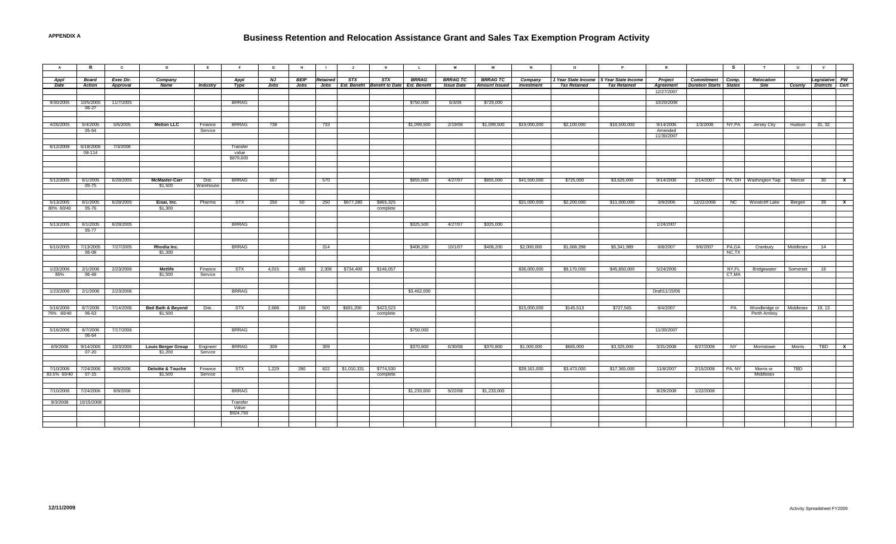**APPENDIX A**

# Business Retention and Relocation Assistance Grant and Sales Tax Exemption Program Activity

| A | B | C | D | E | F | G | H | I | J | K | L | M | M | N | O | P | R | | S | T | U | V | |
|---|---|---|---|---|---|---|---|---|---|---|---|---|---|---|---|---|---|---|---|---|---|---|---|
| **Appl Date** | **Board Action** | **Exec Dir. Approval** | **Company Name** | **Industry** | **Appl Type** | **NJ Jobs** | **BEIP Jobs** | **Retained Jobs** | **STX Est. Benefit** | **STX Benefit to Date** | **BRRAG Est. Benefit** | **BRRAG TC Issue Date** | **BRRAG TC Amount Issued** | **Company Investment** | **1 Year State Income Tax Retained** | **5 Year State Income Tax Retained** | **Project Agreement** | **Commitment Duration Starts** | **Comp. States** | **Relocation Site** | **County** | **Legislative Districts** | **PW Cert** |
| | | | | | | | | | | | | | | | | | 12/27/2007 | | | | | | |
| 9/30/2005 | 10/5/2005 06-27 | 11/7/2005 | | | BRRAG | | | | | | $750,000 | 6/3/09 | $729,000 | | | | 10/20/2008 | | | | | | |
| 4/26/2005 | 5/4/2005 05-64 | 5/6/2005 | **Mellon LLC** | Finance Service | BRRAG | 738 | | 733 | | | $1,099,500 | 2/19/08 | $1,099,500 | $19,000,000 | $2,100,000 | $10,500,000 | 9/14/2006 Amended 11/30/2007 | 1/3/2008 | NY,PA | Jersey City | Hudson | 31, 32 | |
| 6/12/2008 | 6/18/2008 08-114 | 7/3/2008 | | | Transfer value $879,600 | | | | | | | | | | | | | | | | | | |
| 5/12/2005 | 6/1/2005 05-75 | 6/28/2005 | **McMaster-Carr** $1,500 | Dist. Warehouse | BRRAG | 667 | | 570 | | | $855,000 | 4/27/07 | $855,000 | $41,500,000 | $725,000 | $3,625,000 | 9/14/2006 | 2/14/2007 | PA, OH | Washington Twp. | Mercer | 30 | X |
| 5/13/2005 80% 60/40 | 6/1/2005 05-76 | 6/28/2005 | **Eisai, Inc.** $1,300 | Pharma | STX | 250 | 50 | 250 | $677,280 | $865,325 complete | | | | $31,000,000 | $2,200,000 | $11,000,000 | 3/9/2006 | 12/22/2006 | NC | Woodcliff Lake | Bergen | 39 | X |
| 5/13/2005 | 6/1/2005 05-77 | 6/28/2005 | | | BRRAG | | | | | | $325,500 | 4/27/07 | $325,000 | | | | 1/24/2007 | | | | | | |
| 6/10/2005 | 7/13/2005 06-08 | 7/27/2005 | **Rhodia Inc.** $1,300 | | BRRAG | | | 314 | | | $408,200 | 10/1/07 | $408,200 | $2,000,000 | $1,068,398 | $5,341,989 | 8/8/2007 | 9/6/2007 | PA,GA NC,TX | Cranbury | Middlesex | 14 | |
| 1/23/2006 85% | 2/1/2006 06-48 | 2/23/2006 | **Metlife** $1,500 | Finance Service | STX | 4,015 | 400 | 2,308 | $734,400 | $146,057 | | | | $36,000,000 | $9,170,000 | $45,850,000 | 5/24/2006 | | NY,FL CT,MA | Bridgewater | Somerset | 16 | |
| 1/23/2006 | 2/1/2006 | 2/23/2006 | | | BRRAG | | | | | | $3,462,000 | | | | | | Draft11/15/06 | | | | | | |
| 5/16/2006 76% 60/40 | 6/7/2006 06-63 | 7/14/2006 | **Bed Bath & Beyond** $1,500 | Dist. | STX | 2,688 | 160 | 500 | $691,200 | $423,523 complete | | | | $15,000,000 | $145,513 | $727,565 | 8/4/2007 | | PA | Woodbridge or Perth Amboy | Middlesex | 19, 13 | |
| 5/16/2006 | 6/7/2006 06-64 | 7/17/2006 | | | BRRAG | | | | | | $750,000 | | | | | | 11/30/2007 | | | | | | |
| 6/9/2006 | 9/14/2006 07-20 | 10/3/2006 | **Louis Berger Group** $1,200 | Engineer Service | BRRAG | 309 | | 309 | | | $370,800 | 6/30/08 | $370,800 | $1,000,000 | $665,000 | $3,325,000 | 3/31/2008 | 6/27/2008 | NY | Morristown | Morris | TBD | X |
| 7/10/2006 83.5% 60/40 | 7/24/2006 07-15 | 8/9/2006 | **Deloitte & Touche** $1,500 | Finance Service | STX | 1,229 | 280 | 822 | $1,010,331 | $774,530 complete | | | | $39,161,000 | $3,473,000 | $17,365,000 | 11/8/2007 | 2/15/2008 | PA, NY | Morris or Middlesex | TBD | | |
| 7/10/2006 | 7/24/2006 | 8/9/2006 | | | BRRAG | | | | | | $1,233,000 | 9/22/08 | $1,233,000 | | | | 8/29/2008 | 1/22/2008 | | | | | |
| 9/3/2008 | 10/15/2008 | | | | Transfer Value $924,750 | | | | | | | | | | | | | | | | | | |

12/11/2009

Activity Spreadsheet FY2009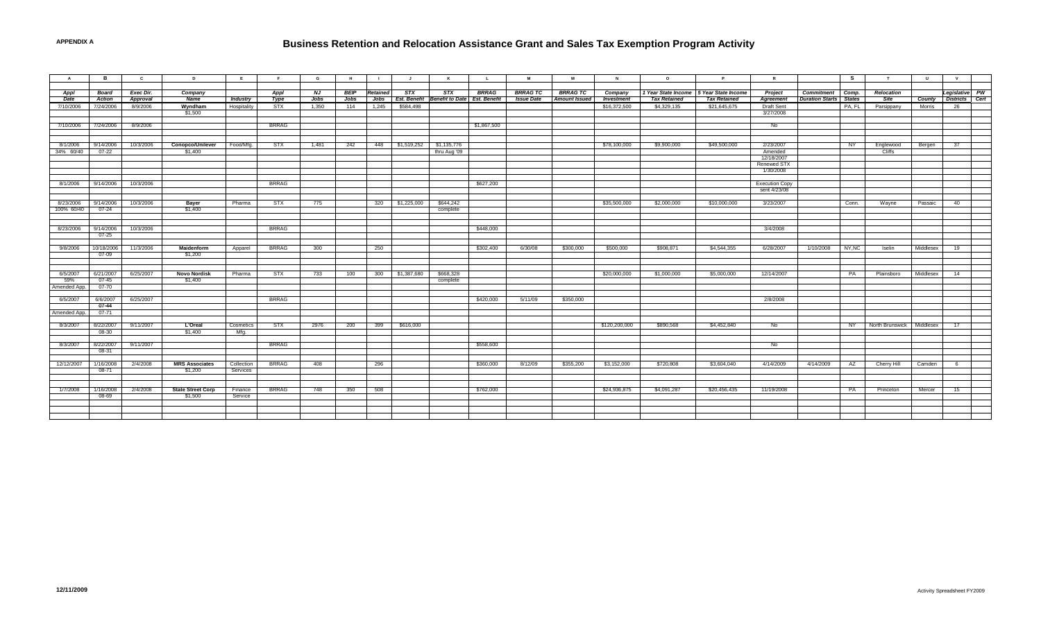**APPENDIX A**

# Business Retention and Relocation Assistance Grant and Sales Tax Exemption Program Activity

| A | B | C | D | E | F | G | H | I | J | K | L | M | M | N | O | P | R | | S | T | U | V | |
|---|---|---|---|---|---|---|---|---|---|---|---|---|---|---|---|---|---|---|---|---|---|---|---|
| Appl Date | Board Action | Exec Dir. Approval | Company Name | Industry | Appl Type | NJ Jobs | BEIP Jobs | Retained Jobs | STX Est. Benefit | STX Benefit to Date | BRRAG Est. Benefit | BRRAG TC Issue Date | BRRAG TC Amount Issued | Company Investment | 1 Year State Income Tax Retained | 5 Year State Income Tax Retained | Project Agreement | Commitment Duration Starts | Comp. States | Relocation Site | County | Legislative Districts | PW Cert |
| 7/10/2006 | 7/24/2006 | 8/9/2006 | **Wyndham** $1,500 | Hospitality | STX | 1,350 | 114 | 1,245 | $584,498 | | | | | $16,372,500 | $4,329,135 | $21,645,675 | Draft Sent 3/27/2008 | | PA, FL | Parsippany | Morris | 26 | |
| 7/10/2006 | 7/24/2006 | 8/9/2006 | | | BRRAG | | | | | | $1,867,500 | | | | | | No | | | | | | |
| 8/1/2006 34% 60/40 | 9/14/2006 07-22 | 10/3/2006 | **Conopco/Unilever** $1,400 | Food/Mfg. | STX | 1,481 | 242 | 448 | $1,519,252 | $1,135,776 thru Aug '09 | | | | $78,100,000 | $9,900,000 | $49,500,000 | 2/23/2007 Amended 12/18/2007 Renewed STX 1/30/2008 | | NY | Englewood Cliffs | Bergen | 37 | |
| 8/1/2006 | 9/14/2006 | 10/3/2006 | | | BRRAG | | | | | | $627,200 | | | | | | Execution Copy sent 4/23/08 | | | | | | |
| 8/23/2006 100% 60/40 | 9/14/2006 07-24 | 10/3/2006 | **Bayer** $1,400 | Pharma | STX | 775 | | 320 | $1,225,000 | $644,242 complete | | | | $35,500,000 | $2,000,000 | $10,000,000 | 3/23/2007 | | Conn. | Wayne | Passaic | 40 | |
| 8/23/2006 | 9/14/2006 07-25 | 10/3/2006 | | | BRRAG | | | | | | $448,000 | | | | | | 3/4/2008 | | | | | | |
| 9/8/2006 | 10/18/2006 07-09 | 11/3/2006 | **Maidenform** $1,200 | Apparel | BRRAG | 300 | | 250 | | | $302,400 | 6/30/08 | $300,000 | $500,000 | $908,871 | $4,544,355 | 6/28/2007 | 1/10/2008 | NY,NC | Iselin | Middlesex | 19 | |
| 6/5/2007 59% Amended App. | 6/21/2007 07-45 07-70 | 6/25/2007 | **Novo Nordisk** $1,400 | Pharma | STX | 733 | 100 | 300 | $1,387,680 | $668,328 complete | | | | $20,000,000 | $1,000,000 | $5,000,000 | 12/14/2007 | | PA | Plainsboro | Middlesex | 14 | |
| 6/5/2007 Amended App. | 6/6/2007 07-44 07-71 | 6/25/2007 | | | BRRAG | | | | | | $420,000 | 5/11/09 | $350,000 | | | | 2/8/2008 | | | | | | |
| 8/3/2007 | 8/22/2007 08-30 | 9/11/2007 | **L'Oreal** $1,400 | Cosmetics Mfg. | STX | 2976 | 200 | 399 | $616,000 | | | | | $120,200,000 | $890,568 | $4,452,840 | No | | NY | North Brunswick | Middlesex | 17 | |
| 8/3/2007 | 8/22/2007 08-31 | 9/11/2007 | | | BRRAG | | | | | | $558,600 | | | | | | No | | | | | | |
| 12/12/2007 | 1/16/2008 08-71 | 2/4/2008 | **MRS Associates** $1,200 | Collection Services | BRRAG | 408 | | 296 | | | $360,000 | 8/12/09 | $355,200 | $3,152,000 | $720,808 | $3,604,040 | 4/14/2009 | 4/14/2009 | AZ | Cherry Hill | Camden | 6 | |
| 1/7/2008 | 1/16/2008 08-69 | 2/4/2008 | **State Street Corp** $1,500 | Finance Service | BRRAG | 748 | 350 | 508 | | | $762,000 | | | $24,936,875 | $4,091,287 | $20,456,435 | 11/19/2008 | | PA | Princeton | Mercer | 15 | |

12/11/2009

Activity Spreadsheet FY2009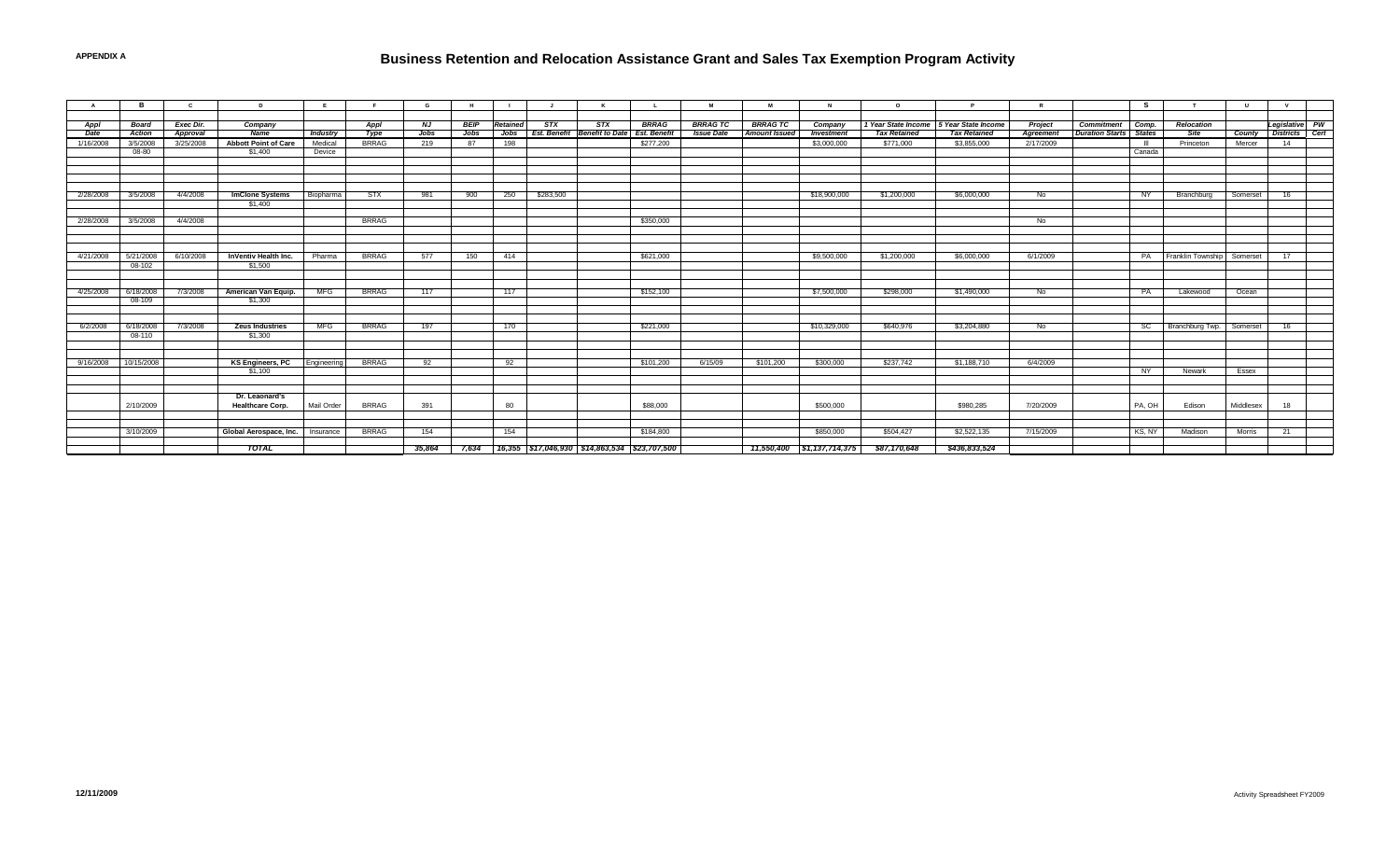APPENDIX A

# Business Retention and Relocation Assistance Grant and Sales Tax Exemption Program Activity

| A | B | C | D | E | F | G | H | I | J | K | L | M | M | N | O | P | R | | S | T | U | V | |
|---|---|---|---|---|---|---|---|---|---|---|---|---|---|---|---|---|---|---|---|---|---|---|---|
| Appl Date | Board Action | Exec Dir. Approval | Company Name | Industry | Appl Type | NJ Jobs | BEIP Jobs | Retained Jobs | STX Est. Benefit | STX Benefit to Date | BRRAG Est. Benefit | BRRAG TC Issue Date | BRRAG TC Amount Issued | Company Investment | 1 Year State Income Tax Retained | 5 Year State Income Tax Retained | Project Agreement | Commitment Duration Starts | Comp. States | Relocation Site | County | Legislative Districts | PW Cert |
| 1/16/2008 | 3/5/2008 | 3/25/2008 | **Abbott Point of Care** | Medical | BRRAG | 219 | 87 | 198 | | | $277,200 | | | $3,000,000 | $771,000 | $3,855,000 | 2/17/2009 | | III | Princeton | Mercer | 14 | |
| | 08-80 | | $1,400 | Device | | | | | | | | | | | | | | | Canada | | | | |
| 2/28/2008 | 3/5/2008 | 4/4/2008 | **ImClone Systems** | Biopharma | STX | 981 | 900 | 250 | $283,500 | | | | | $18,900,000 | $1,200,000 | $6,000,000 | No | | NY | Branchburg | Somerset | 16 | |
| | | | $1,400 | | | | | | | | | | | | | | | | | | | | |
| 2/28/2008 | 3/5/2008 | 4/4/2008 | | | BRRAG | | | | | | $350,000 | | | | | | No | | | | | | |
| 4/21/2008 | 5/21/2008 | 6/10/2008 | **InVentiv Health Inc.** | Pharma | BRRAG | 577 | 150 | 414 | | | $621,000 | | | $9,500,000 | $1,200,000 | $6,000,000 | 6/1/2009 | | PA | Franklin Township | Somerset | 17 | |
| | 08-102 | | $1,500 | | | | | | | | | | | | | | | | | | | | |
| 4/25/2008 | 6/18/2008 | 7/3/2008 | **American Van Equip.** | MFG | BRRAG | 117 | | 117 | | | $152,100 | | | $7,500,000 | $298,000 | $1,490,000 | No | | PA | Lakewood | Ocean | | |
| | 08-109 | | $1,300 | | | | | | | | | | | | | | | | | | | | |
| 6/2/2008 | 6/18/2008 | 7/3/2008 | **Zeus Industries** | MFG | BRRAG | 197 | | 170 | | | $221,000 | | | $10,329,000 | $640,976 | $3,204,880 | No | | SC | Branchburg Twp. | Somerset | 16 | |
| | 08-110 | | $1,300 | | | | | | | | | | | | | | | | | | | | |
| 9/16/2008 | 10/15/2008 | | **KS Engineers, PC** | Engineering | BRRAG | 92 | | 92 | | | $101,200 | 6/15/09 | $101,200 | $300,000 | $237,742 | $1,188,710 | 6/4/2009 | | | | | | |
| | | | $1,100 | | | | | | | | | | | | | | | | NY | Newark | Essex | | |
| | 2/10/2009 | | **Dr. Leaonard's Healthcare Corp.** | Mail Order | BRRAG | 391 | | 80 | | | $88,000 | | | $500,000 | | $980,285 | 7/20/2009 | | PA, OH | Edison | Middlesex | 18 | |
| | 3/10/2009 | | **Global Aerospace, Inc.** | Insurance | BRRAG | 154 | | 154 | | | $184,800 | | | $850,000 | $504,427 | $2,522,135 | 7/15/2009 | | KS, NY | Madison | Morris | 21 | |
| | | | ***TOTAL*** | | | ***35,864*** | ***7,634*** | ***16,355*** | ***$17,046,930*** | ***$14,863,534*** | ***$23,707,500*** | | ***11,550,400*** | ***$1,137,714,375*** | ***$87,170,648*** | ***$436,833,524*** | | | | | | | |

12/11/2009

Activity Spreadsheet FY2009